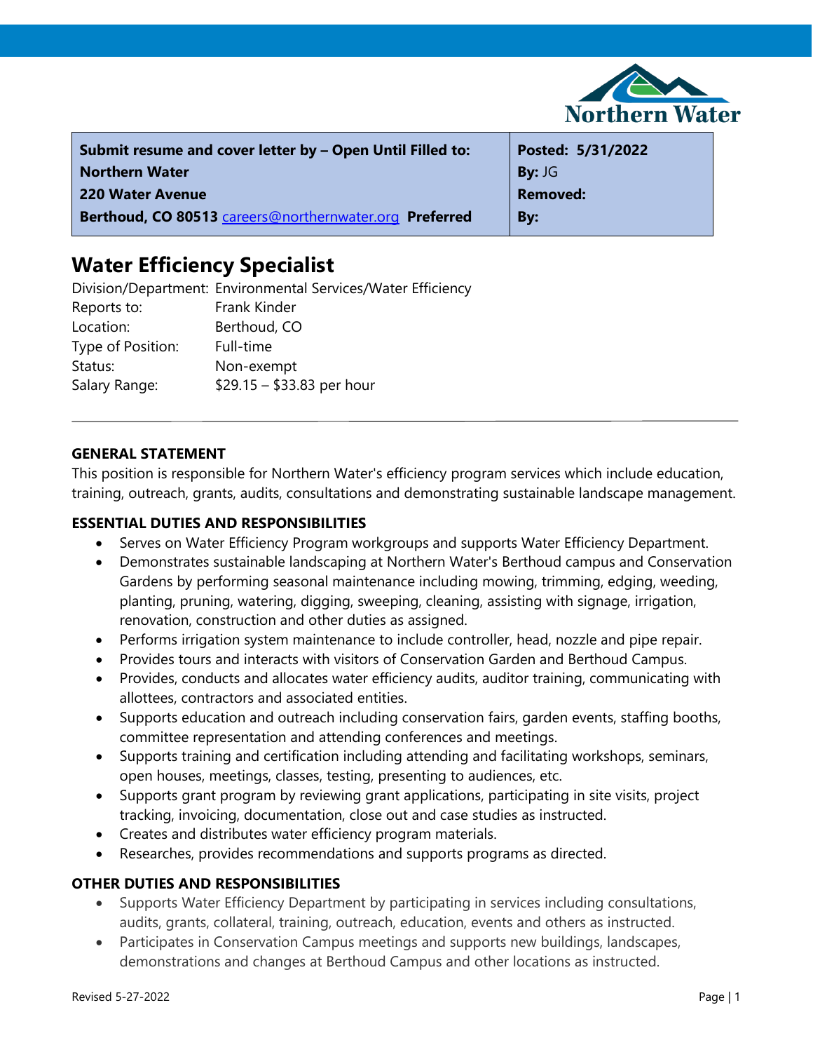| Submit resume and cover letter by – Open Until Filled to: | Posted: 5/31/2022 |
| --- | --- |
| Northern Water | By: JG |
| 220 Water Avenue | Removed: |
| Berthoud, CO 80513 careers@northernwater.org Preferred | By: |

# Water Efficiency Specialist

| | |
| --- | --- |
| Division/Department: | Environmental Services/Water Efficiency |
| Reports to: | Frank Kinder |
| Location: | Berthoud, CO |
| Type of Position: | Full-time |
| Status: | Non-exempt |
| Salary Range: | $29.15 – $33.83 per hour |

---

## GENERAL STATEMENT

This position is responsible for Northern Water's efficiency program services which include education, training, outreach, grants, audits, consultations and demonstrating sustainable landscape management.

## ESSENTIAL DUTIES AND RESPONSIBILITIES

- Serves on Water Efficiency Program workgroups and supports Water Efficiency Department.
- Demonstrates sustainable landscaping at Northern Water's Berthoud campus and Conservation Gardens by performing seasonal maintenance including mowing, trimming, edging, weeding, planting, pruning, watering, digging, sweeping, cleaning, assisting with signage, irrigation, renovation, construction and other duties as assigned.
- Performs irrigation system maintenance to include controller, head, nozzle and pipe repair.
- Provides tours and interacts with visitors of Conservation Garden and Berthoud Campus.
- Provides, conducts and allocates water efficiency audits, auditor training, communicating with allottees, contractors and associated entities.
- Supports education and outreach including conservation fairs, garden events, staffing booths, committee representation and attending conferences and meetings.
- Supports training and certification including attending and facilitating workshops, seminars, open houses, meetings, classes, testing, presenting to audiences, etc.
- Supports grant program by reviewing grant applications, participating in site visits, project tracking, invoicing, documentation, close out and case studies as instructed.
- Creates and distributes water efficiency program materials.
- Researches, provides recommendations and supports programs as directed.

## OTHER DUTIES AND RESPONSIBILITIES

- Supports Water Efficiency Department by participating in services including consultations, audits, grants, collateral, training, outreach, education, events and others as instructed.
- Participates in Conservation Campus meetings and supports new buildings, landscapes, demonstrations and changes at Berthoud Campus and other locations as instructed.

Revised 5-27-2022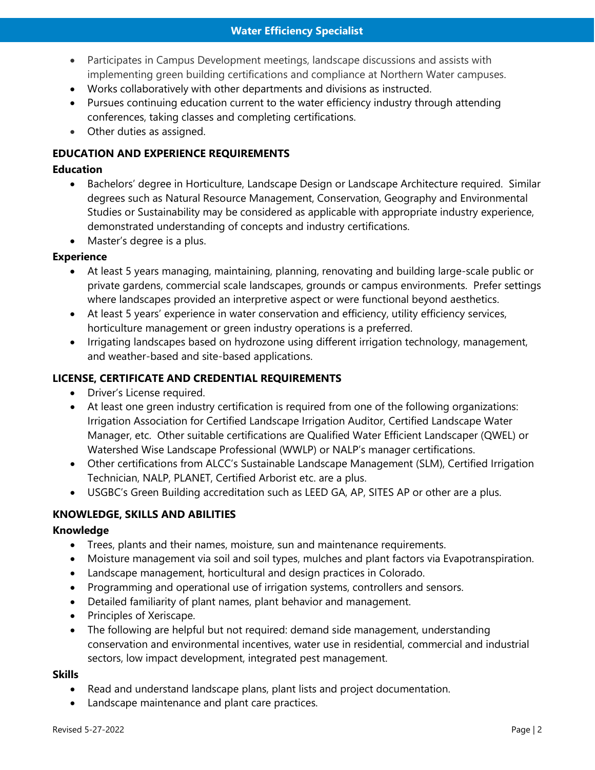- Participates in Campus Development meetings, landscape discussions and assists with implementing green building certifications and compliance at Northern Water campuses.
- Works collaboratively with other departments and divisions as instructed.
- Pursues continuing education current to the water efficiency industry through attending conferences, taking classes and completing certifications.
- Other duties as assigned.

## EDUCATION AND EXPERIENCE REQUIREMENTS

### Education

- Bachelors' degree in Horticulture, Landscape Design or Landscape Architecture required. Similar degrees such as Natural Resource Management, Conservation, Geography and Environmental Studies or Sustainability may be considered as applicable with appropriate industry experience, demonstrated understanding of concepts and industry certifications.
- Master's degree is a plus.

### Experience

- At least 5 years managing, maintaining, planning, renovating and building large-scale public or private gardens, commercial scale landscapes, grounds or campus environments. Prefer settings where landscapes provided an interpretive aspect or were functional beyond aesthetics.
- At least 5 years' experience in water conservation and efficiency, utility efficiency services, horticulture management or green industry operations is a preferred.
- Irrigating landscapes based on hydrozone using different irrigation technology, management, and weather-based and site-based applications.

## LICENSE, CERTIFICATE AND CREDENTIAL REQUIREMENTS

- Driver's License required.
- At least one green industry certification is required from one of the following organizations: Irrigation Association for Certified Landscape Irrigation Auditor, Certified Landscape Water Manager, etc. Other suitable certifications are Qualified Water Efficient Landscaper (QWEL) or Watershed Wise Landscape Professional (WWLP) or NALP's manager certifications.
- Other certifications from ALCC's Sustainable Landscape Management (SLM), Certified Irrigation Technician, NALP, PLANET, Certified Arborist etc. are a plus.
- USGBC's Green Building accreditation such as LEED GA, AP, SITES AP or other are a plus.

## KNOWLEDGE, SKILLS AND ABILITIES

### Knowledge

- Trees, plants and their names, moisture, sun and maintenance requirements.
- Moisture management via soil and soil types, mulches and plant factors via Evapotranspiration.
- Landscape management, horticultural and design practices in Colorado.
- Programming and operational use of irrigation systems, controllers and sensors.
- Detailed familiarity of plant names, plant behavior and management.
- Principles of Xeriscape.
- The following are helpful but not required: demand side management, understanding conservation and environmental incentives, water use in residential, commercial and industrial sectors, low impact development, integrated pest management.

### Skills

- Read and understand landscape plans, plant lists and project documentation.
- Landscape maintenance and plant care practices.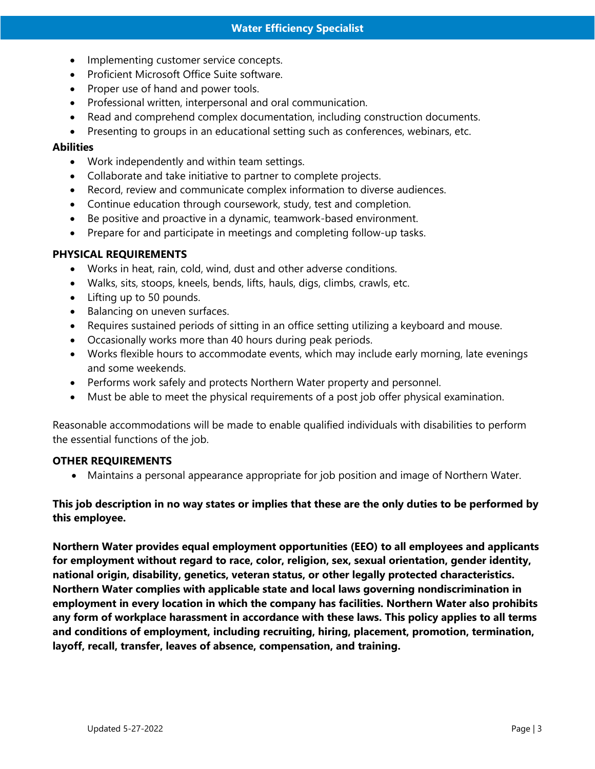- Implementing customer service concepts.
- Proficient Microsoft Office Suite software.
- Proper use of hand and power tools.
- Professional written, interpersonal and oral communication.
- Read and comprehend complex documentation, including construction documents.
- Presenting to groups in an educational setting such as conferences, webinars, etc.

**Abilities**

- Work independently and within team settings.
- Collaborate and take initiative to partner to complete projects.
- Record, review and communicate complex information to diverse audiences.
- Continue education through coursework, study, test and completion.
- Be positive and proactive in a dynamic, teamwork-based environment.
- Prepare for and participate in meetings and completing follow-up tasks.

**PHYSICAL REQUIREMENTS**

- Works in heat, rain, cold, wind, dust and other adverse conditions.
- Walks, sits, stoops, kneels, bends, lifts, hauls, digs, climbs, crawls, etc.
- Lifting up to 50 pounds.
- Balancing on uneven surfaces.
- Requires sustained periods of sitting in an office setting utilizing a keyboard and mouse.
- Occasionally works more than 40 hours during peak periods.
- Works flexible hours to accommodate events, which may include early morning, late evenings and some weekends.
- Performs work safely and protects Northern Water property and personnel.
- Must be able to meet the physical requirements of a post job offer physical examination.

Reasonable accommodations will be made to enable qualified individuals with disabilities to perform the essential functions of the job.

**OTHER REQUIREMENTS**

- Maintains a personal appearance appropriate for job position and image of Northern Water.

**This job description in no way states or implies that these are the only duties to be performed by this employee.**

**Northern Water provides equal employment opportunities (EEO) to all employees and applicants for employment without regard to race, color, religion, sex, sexual orientation, gender identity, national origin, disability, genetics, veteran status, or other legally protected characteristics. Northern Water complies with applicable state and local laws governing nondiscrimination in employment in every location in which the company has facilities. Northern Water also prohibits any form of workplace harassment in accordance with these laws. This policy applies to all terms and conditions of employment, including recruiting, hiring, placement, promotion, termination, layoff, recall, transfer, leaves of absence, compensation, and training.**